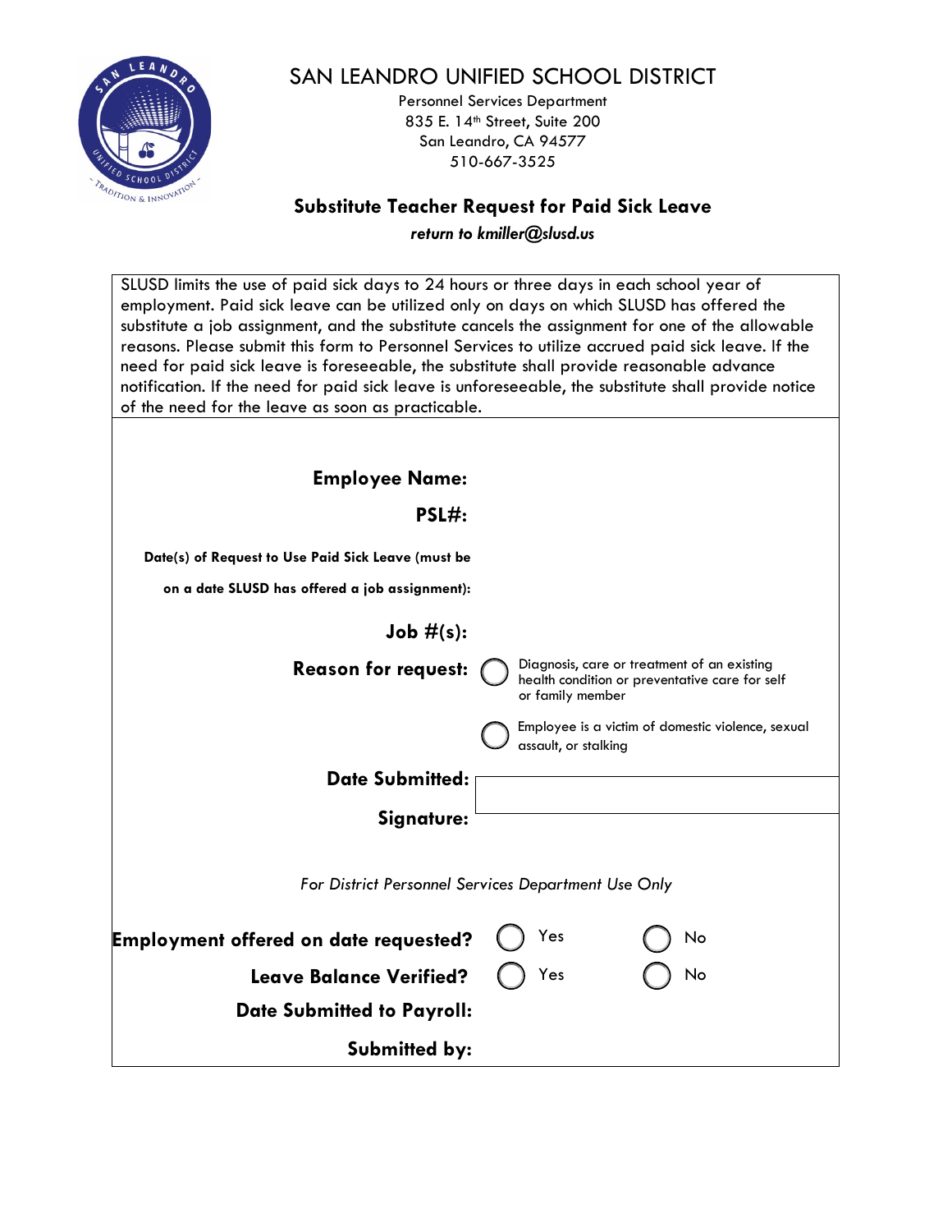# SAN LEANDRO UNIFIED SCHOOL DISTRICT

Personnel Services Department
835 E. 14th Street, Suite 200
San Leandro, CA 94577
510-667-3525

## Substitute Teacher Request for Paid Sick Leave

***return to kmiller@slusd.us***

SLUSD limits the use of paid sick days to 24 hours or three days in each school year of employment. Paid sick leave can be utilized only on days on which SLUSD has offered the substitute a job assignment, and the substitute cancels the assignment for one of the allowable reasons. Please submit this form to Personnel Services to utilize accrued paid sick leave. If the need for paid sick leave is foreseeable, the substitute shall provide reasonable advance notification. If the need for paid sick leave is unforeseeable, the substitute shall provide notice of the need for the leave as soon as practicable.

**Employee Name:**

**PSL#:**

**Date(s) of Request to Use Paid Sick Leave (must be on a date SLUSD has offered a job assignment):**

**Job #(s):**

**Reason for request:**

- ◯ Diagnosis, care or treatment of an existing health condition or preventative care for self or family member
- ◯ Employee is a victim of domestic violence, sexual assault, or stalking

**Date Submitted:**

**Signature:**

*For District Personnel Services Department Use Only*

**Employment offered on date requested?** ◯ Yes ◯ No

**Leave Balance Verified?** ◯ Yes ◯ No

**Date Submitted to Payroll:**

**Submitted by:**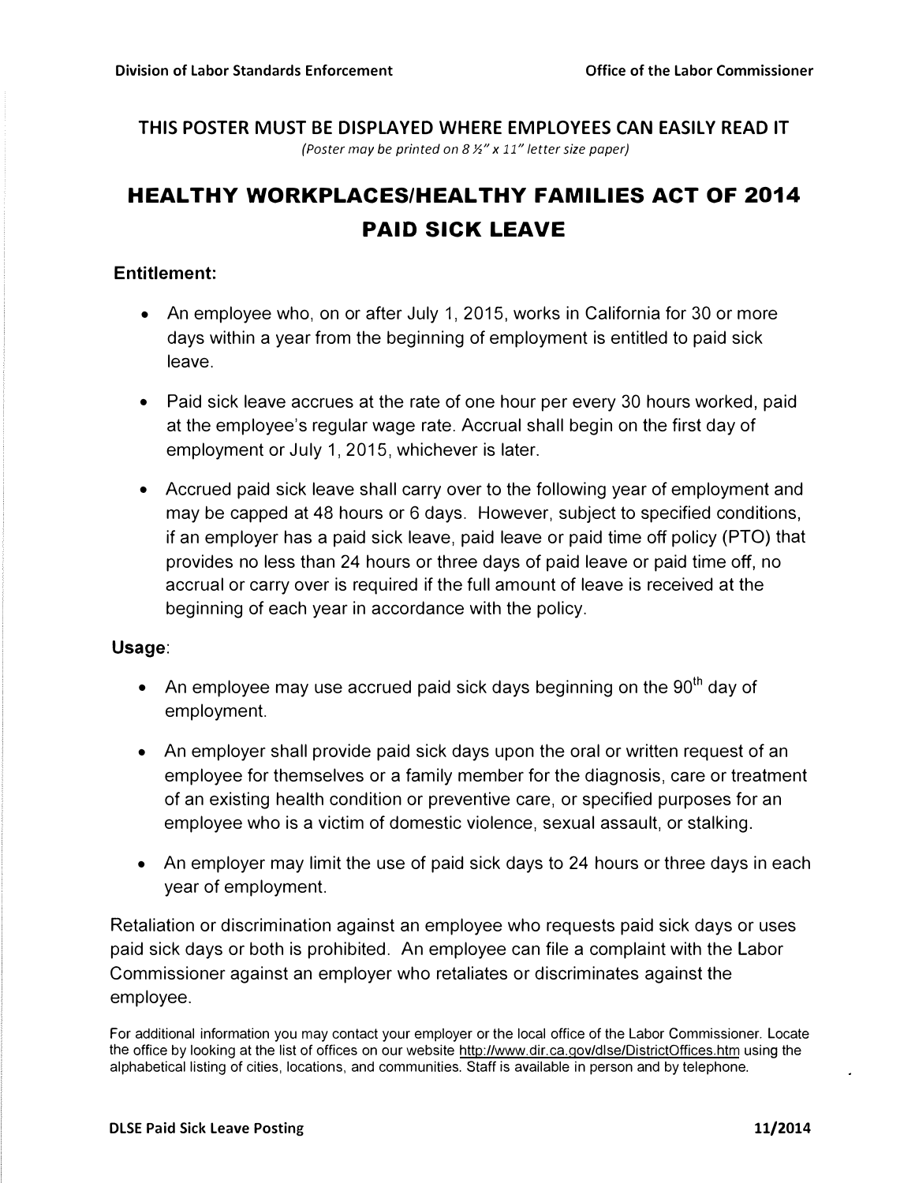THIS POSTER MUST BE DISPLAYED WHERE EMPLOYEES CAN EASILY READ IT

*(Poster may be printed on 8 ½" x 11" letter size paper)*

# HEALTHY WORKPLACES/HEALTHY FAMILIES ACT OF 2014 PAID SICK LEAVE

### Entitlement:

- An employee who, on or after July 1, 2015, works in California for 30 or more days within a year from the beginning of employment is entitled to paid sick leave.
- Paid sick leave accrues at the rate of one hour per every 30 hours worked, paid at the employee's regular wage rate. Accrual shall begin on the first day of employment or July 1, 2015, whichever is later.
- Accrued paid sick leave shall carry over to the following year of employment and may be capped at 48 hours or 6 days. However, subject to specified conditions, if an employer has a paid sick leave, paid leave or paid time off policy (PTO) that provides no less than 24 hours or three days of paid leave or paid time off, no accrual or carry over is required if the full amount of leave is received at the beginning of each year in accordance with the policy.

### Usage:

- An employee may use accrued paid sick days beginning on the 90th day of employment.
- An employer shall provide paid sick days upon the oral or written request of an employee for themselves or a family member for the diagnosis, care or treatment of an existing health condition or preventive care, or specified purposes for an employee who is a victim of domestic violence, sexual assault, or stalking.
- An employer may limit the use of paid sick days to 24 hours or three days in each year of employment.

Retaliation or discrimination against an employee who requests paid sick days or uses paid sick days or both is prohibited. An employee can file a complaint with the Labor Commissioner against an employer who retaliates or discriminates against the employee.

For additional information you may contact your employer or the local office of the Labor Commissioner. Locate the office by looking at the list of offices on our website http://www.dir.ca.gov/dlse/DistrictOffices.htm using the alphabetical listing of cities, locations, and communities. Staff is available in person and by telephone.